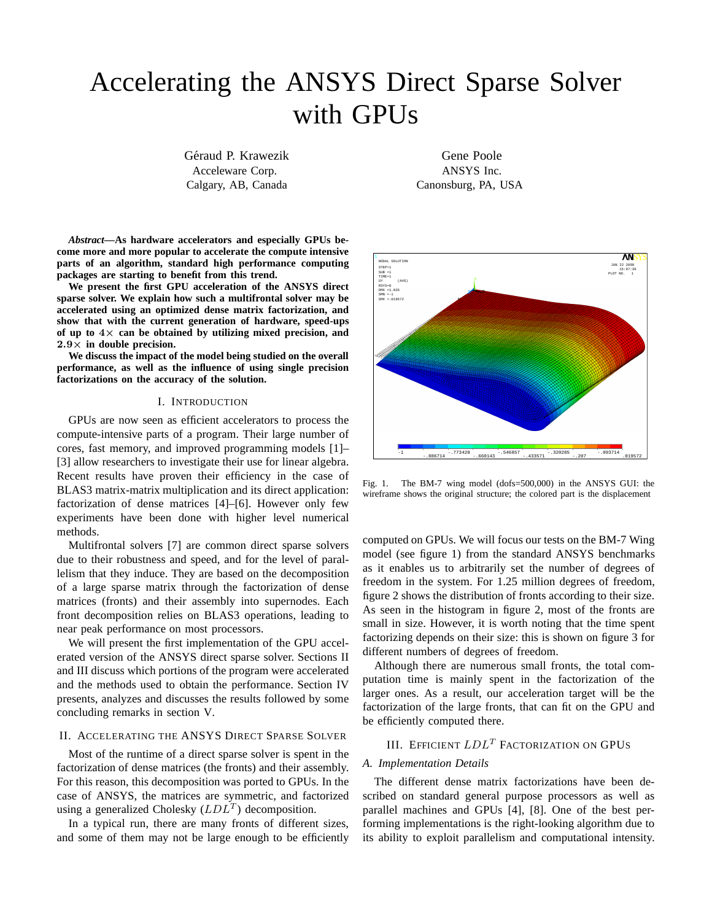# Accelerating the ANSYS Direct Sparse Solver with GPUs

Géraud P. Krawezik
Acceleware Corp.
Calgary, AB, Canada

Gene Poole
ANSYS Inc.
Canonsburg, PA, USA

***Abstract*—As hardware accelerators and especially GPUs become more and more popular to accelerate the compute intensive parts of an algorithm, standard high performance computing packages are starting to benefit from this trend.**

**We present the first GPU acceleration of the ANSYS direct sparse solver. We explain how such a multifrontal solver may be accelerated using an optimized dense matrix factorization, and show that with the current generation of hardware, speed-ups of up to $4\times$ can be obtained by utilizing mixed precision, and $2.9\times$ in double precision.**

**We discuss the impact of the model being studied on the overall performance, as well as the influence of using single precision factorizations on the accuracy of the solution.**

## I. Introduction

GPUs are now seen as efficient accelerators to process the compute-intensive parts of a program. Their large number of cores, fast memory, and improved programming models [1]–[3] allow researchers to investigate their use for linear algebra. Recent results have proven their efficiency in the case of BLAS3 matrix-matrix multiplication and its direct application: factorization of dense matrices [4]–[6]. However only few experiments have been done with higher level numerical methods.

Multifrontal solvers [7] are common direct sparse solvers due to their robustness and speed, and for the level of parallelism that they induce. They are based on the decomposition of a large sparse matrix through the factorization of dense matrices (fronts) and their assembly into supernodes. Each front decomposition relies on BLAS3 operations, leading to near peak performance on most processors.

We will present the first implementation of the GPU accelerated version of the ANSYS direct sparse solver. Sections II and III discuss which portions of the program were accelerated and the methods used to obtain the performance. Section IV presents, analyzes and discusses the results followed by some concluding remarks in section V.

## II. Accelerating the ANSYS Direct Sparse Solver

Most of the runtime of a direct sparse solver is spent in the factorization of dense matrices (the fronts) and their assembly. For this reason, this decomposition was ported to GPUs. In the case of ANSYS, the matrices are symmetric, and factorized using a generalized Cholesky ($LDL^T$) decomposition.

In a typical run, there are many fronts of different sizes, and some of them may not be large enough to be efficiently computed on GPUs. We will focus our tests on the BM-7 Wing model (see figure 1) from the standard ANSYS benchmarks as it enables us to arbitrarily set the number of degrees of freedom in the system. For 1.25 million degrees of freedom, figure 2 shows the distribution of fronts according to their size. As seen in the histogram in figure 2, most of the fronts are small in size. However, it is worth noting that the time spent factorizing depends on their size: this is shown on figure 3 for different numbers of degrees of freedom.

Fig. 1. The BM-7 wing model (dofs=500,000) in the ANSYS GUI: the wireframe shows the original structure; the colored part is the displacement

Although there are numerous small fronts, the total computation time is mainly spent in the factorization of the larger ones. As a result, our acceleration target will be the factorization of the large fronts, that can fit on the GPU and be efficiently computed there.

## III. Efficient $LDL^T$ Factorization on GPUs

### A. Implementation Details

The different dense matrix factorizations have been described on standard general purpose processors as well as parallel machines and GPUs [4], [8]. One of the best performing implementations is the right-looking algorithm due to its ability to exploit parallelism and computational intensity.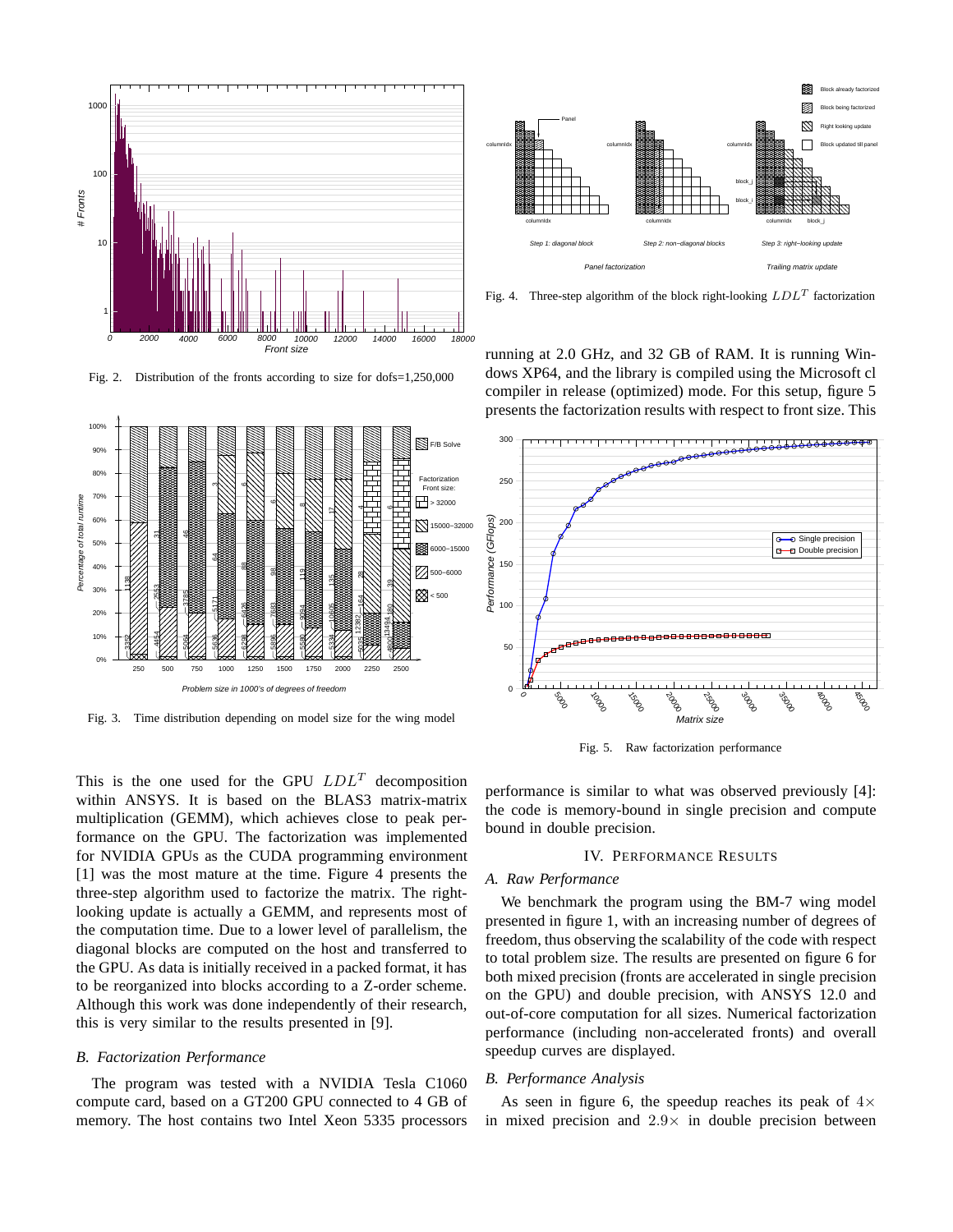Fig. 2. Distribution of the fronts according to size for dofs=1,250,000

Fig. 3. Time distribution depending on model size for the wing model

This is the one used for the GPU $LDL^T$ decomposition within ANSYS. It is based on the BLAS3 matrix-matrix multiplication (GEMM), which achieves close to peak performance on the GPU. The factorization was implemented for NVIDIA GPUs as the CUDA programming environment [1] was the most mature at the time. Figure 4 presents the three-step algorithm used to factorize the matrix. The right-looking update is actually a GEMM, and represents most of the computation time. Due to a lower level of parallelism, the diagonal blocks are computed on the host and transferred to the GPU. As data is initially received in a packed format, it has to be reorganized into blocks according to a Z-order scheme. Although this work was done independently of their research, this is very similar to the results presented in [9].

### B. Factorization Performance

The program was tested with a NVIDIA Tesla C1060 compute card, based on a GT200 GPU connected to 4 GB of memory. The host contains two Intel Xeon 5335 processors running at 2.0 GHz, and 32 GB of RAM. It is running Windows XP64, and the library is compiled using the Microsoft cl compiler in release (optimized) mode. For this setup, figure 5 presents the factorization results with respect to front size. This performance is similar to what was observed previously [4]: the code is memory-bound in single precision and compute bound in double precision.

Fig. 4. Three-step algorithm of the block right-looking $LDL^T$ factorization

Fig. 5. Raw factorization performance

## IV. Performance Results

### A. Raw Performance

We benchmark the program using the BM-7 wing model presented in figure 1, with an increasing number of degrees of freedom, thus observing the scalability of the code with respect to total problem size. The results are presented on figure 6 for both mixed precision (fronts are accelerated in single precision on the GPU) and double precision, with ANSYS 12.0 and out-of-core computation for all sizes. Numerical factorization performance (including non-accelerated fronts) and overall speedup curves are displayed.

### B. Performance Analysis

As seen in figure 6, the speedup reaches its peak of $4\times$ in mixed precision and $2.9\times$ in double precision between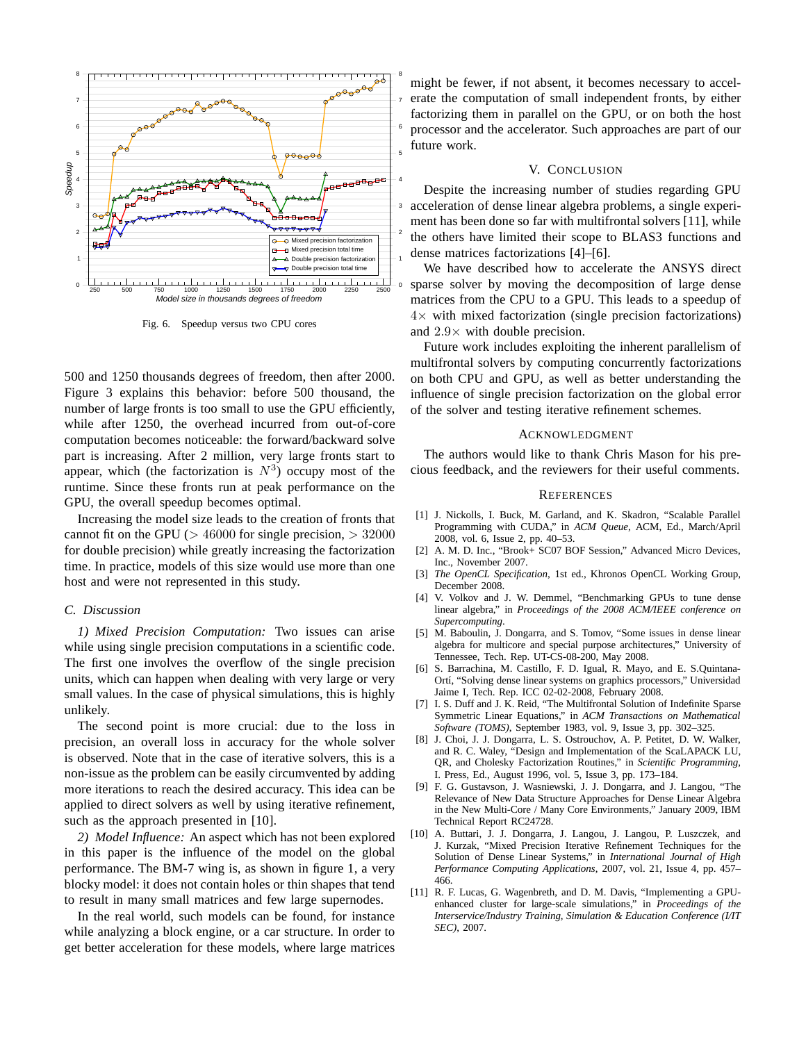8
7
6
5
4
3
2
1
0

Speedup

250 500 750 1000 1250 1500 1750 2000 2250 2500

Model size in thousands degrees of freedom

Mixed precision factorization
Mixed precision total time
Double precision factorization
Double precision total time

Fig. 6. Speedup versus two CPU cores

500 and 1250 thousands degrees of freedom, then after 2000. Figure 3 explains this behavior: before 500 thousand, the number of large fronts is too small to use the GPU efficiently, while after 1250, the overhead incurred from out-of-core computation becomes noticeable: the forward/backward solve part is increasing. After 2 million, very large fronts start to appear, which (the factorization is $N^3$) occupy most of the runtime. Since these fronts run at peak performance on the GPU, the overall speedup becomes optimal.

Increasing the model size leads to the creation of fronts that cannot fit on the GPU ($> 46000$ for single precision, $> 32000$ for double precision) while greatly increasing the factorization time. In practice, models of this size would use more than one host and were not represented in this study.

### C. Discussion

*1) Mixed Precision Computation:* Two issues can arise while using single precision computations in a scientific code. The first one involves the overflow of the single precision units, which can happen when dealing with very large or very small values. In the case of physical simulations, this is highly unlikely.

The second point is more crucial: due to the loss in precision, an overall loss in accuracy for the whole solver is observed. Note that in the case of iterative solvers, this is a non-issue as the problem can be easily circumvented by adding more iterations to reach the desired accuracy. This idea can be applied to direct solvers as well by using iterative refinement, such as the approach presented in [10].

*2) Model Influence:* An aspect which has not been explored in this paper is the influence of the model on the global performance. The BM-7 wing is, as shown in figure 1, a very blocky model: it does not contain holes or thin shapes that tend to result in many small matrices and few large supernodes.

In the real world, such models can be found, for instance while analyzing a block engine, or a car structure. In order to get better acceleration for these models, where large matrices might be fewer, if not absent, it becomes necessary to accelerate the computation of small independent fronts, by either factorizing them in parallel on the GPU, or on both the host processor and the accelerator. Such approaches are part of our future work.

## V. Conclusion

Despite the increasing number of studies regarding GPU acceleration of dense linear algebra problems, a single experiment has been done so far with multifrontal solvers [11], while the others have limited their scope to BLAS3 functions and dense matrices factorizations [4]–[6].

We have described how to accelerate the ANSYS direct sparse solver by moving the decomposition of large dense matrices from the CPU to a GPU. This leads to a speedup of $4\times$ with mixed factorization (single precision factorizations) and $2.9\times$ with double precision.

Future work includes exploiting the inherent parallelism of multifrontal solvers by computing concurrently factorizations on both CPU and GPU, as well as better understanding the influence of single precision factorization on the global error of the solver and testing iterative refinement schemes.

## Acknowledgment

The authors would like to thank Chris Mason for his precious feedback, and the reviewers for their useful comments.

## References

[1] J. Nickolls, I. Buck, M. Garland, and K. Skadron, "Scalable Parallel Programming with CUDA," in *ACM Queue*, ACM, Ed., March/April 2008, vol. 6, Issue 2, pp. 40–53.

[2] A. M. D. Inc., "Brook+ SC07 BOF Session," Advanced Micro Devices, Inc., November 2007.

[3] *The OpenCL Specification*, 1st ed., Khronos OpenCL Working Group, December 2008.

[4] V. Volkov and J. W. Demmel, "Benchmarking GPUs to tune dense linear algebra," in *Proceedings of the 2008 ACM/IEEE conference on Supercomputing*.

[5] M. Baboulin, J. Dongarra, and S. Tomov, "Some issues in dense linear algebra for multicore and special purpose architectures," University of Tennessee, Tech. Rep. UT-CS-08-200, May 2008.

[6] S. Barrachina, M. Castillo, F. D. Igual, R. Mayo, and E. S.Quintana-Ortí, "Solving dense linear systems on graphics processors," Universidad Jaime I, Tech. Rep. ICC 02-02-2008, February 2008.

[7] I. S. Duff and J. K. Reid, "The Multifrontal Solution of Indefinite Sparse Symmetric Linear Equations," in *ACM Transactions on Mathematical Software (TOMS)*, September 1983, vol. 9, Issue 3, pp. 302–325.

[8] J. Choi, J. J. Dongarra, L. S. Ostrouchov, A. P. Petitet, D. W. Walker, and R. C. Waley, "Design and Implementation of the ScaLAPACK LU, QR, and Cholesky Factorization Routines," in *Scientific Programming*, I. Press, Ed., August 1996, vol. 5, Issue 3, pp. 173–184.

[9] F. G. Gustavson, J. Wasniewski, J. J. Dongarra, and J. Langou, "The Relevance of New Data Structure Approaches for Dense Linear Algebra in the New Multi-Core / Many Core Environments," January 2009, IBM Technical Report RC24728.

[10] A. Buttari, J. J. Dongarra, J. Langou, J. Langou, P. Luszczek, and J. Kurzak, "Mixed Precision Iterative Refinement Techniques for the Solution of Dense Linear Systems," in *International Journal of High Performance Computing Applications*, 2007, vol. 21, Issue 4, pp. 457–466.

[11] R. F. Lucas, G. Wagenbreth, and D. M. Davis, "Implementing a GPU-enhanced cluster for large-scale simulations," in *Proceedings of the Interservice/Industry Training, Simulation & Education Conference (I/ITSEC)*, 2007.